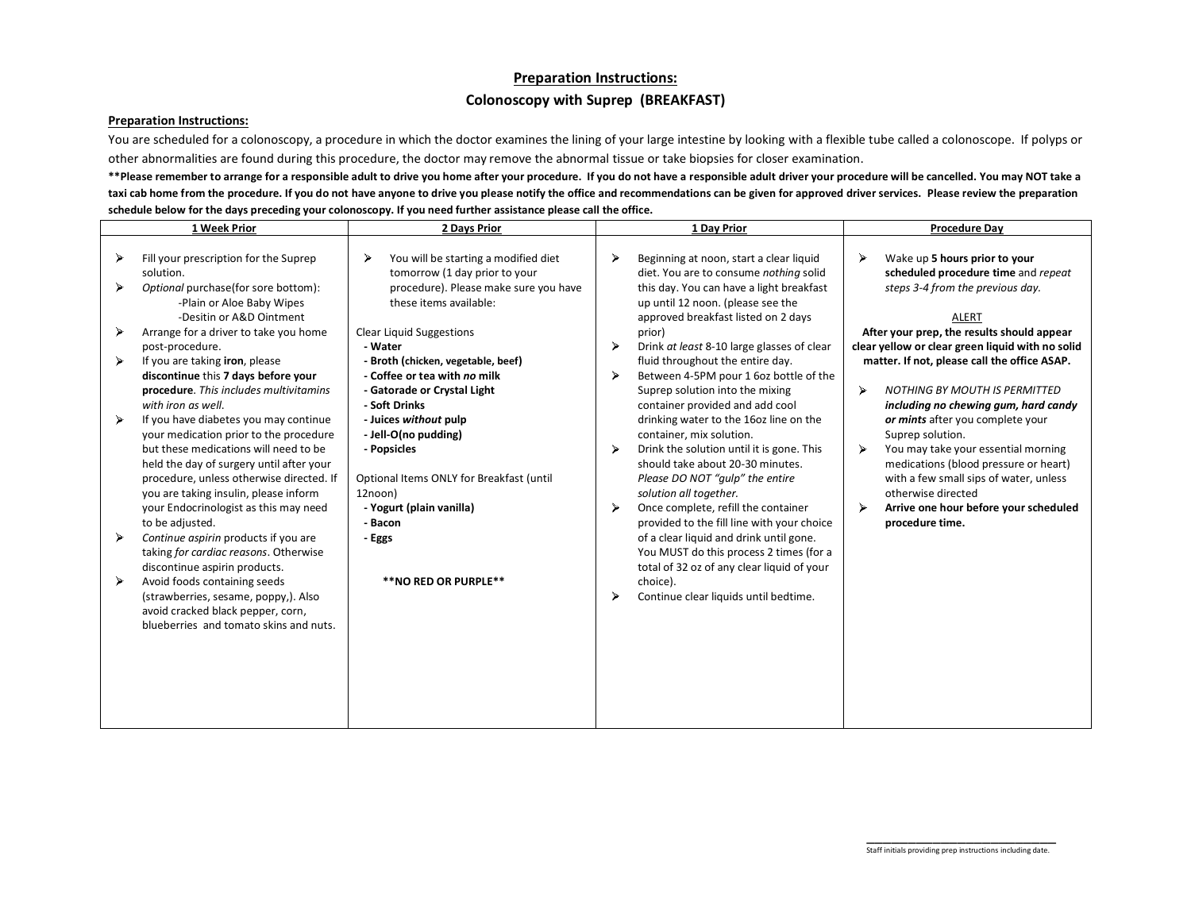# Preparation Instructions:

## Colonoscopy with Suprep (BREAKFAST)

**Preparation Instructions:**

You are scheduled for a colonoscopy, a procedure in which the doctor examines the lining of your large intestine by looking with a flexible tube called a colonoscope. If polyps or other abnormalities are found during this procedure, the doctor may remove the abnormal tissue or take biopsies for closer examination.

**\*\*Please remember to arrange for a responsible adult to drive you home after your procedure. If you do not have a responsible adult driver your procedure will be cancelled. You may NOT take a taxi cab home from the procedure. If you do not have anyone to drive you please notify the office and recommendations can be given for approved driver services. Please review the preparation schedule below for the days preceding your colonoscopy. If you need further assistance please call the office.**

| 1 Week Prior | 2 Days Prior | 1 Day Prior | Procedure Day |
|---|---|---|---|
| ➢ Fill your prescription for the Suprep solution.<br>➢ *Optional* purchase(for sore bottom):<br>-Plain or Aloe Baby Wipes<br>-Desitin or A&D Ointment<br>➢ Arrange for a driver to take you home post-procedure.<br>➢ If you are taking **iron**, please **discontinue** this **7 days before your procedure**. *This includes multivitamins with iron as well.*<br>➢ If you have diabetes you may continue your medication prior to the procedure but these medications will need to be held the day of surgery until after your procedure, unless otherwise directed. If you are taking insulin, please inform your Endocrinologist as this may need to be adjusted.<br>➢ *Continue aspirin* products if you are taking *for cardiac reasons*. Otherwise discontinue aspirin products.<br>➢ Avoid foods containing seeds (strawberries, sesame, poppy,). Also avoid cracked black pepper, corn, blueberries and tomato skins and nuts. | ➢ You will be starting a modified diet tomorrow (1 day prior to your procedure). Please make sure you have these items available:<br><br>Clear Liquid Suggestions<br>**- Water**<br>**- Broth (chicken, vegetable, beef)**<br>**- Coffee or tea with *no* milk**<br>**- Gatorade or Crystal Light**<br>**- Soft Drinks**<br>**- Juices *without* pulp**<br>**- Jell-O(no pudding)**<br>**- Popsicles**<br><br>Optional Items ONLY for Breakfast (until 12noon)<br>**- Yogurt (plain vanilla)**<br>**- Bacon**<br>**- Eggs**<br><br>**\*\*NO RED OR PURPLE\*\*** | ➢ Beginning at noon, start a clear liquid diet. You are to consume *nothing* solid this day. You can have a light breakfast up until 12 noon. (please see the approved breakfast listed on 2 days prior)<br>➢ Drink *at least* 8-10 large glasses of clear fluid throughout the entire day.<br>➢ Between 4-5PM pour 1 6oz bottle of the Suprep solution into the mixing container provided and add cool drinking water to the 16oz line on the container, mix solution.<br>➢ Drink the solution until it is gone. This should take about 20-30 minutes. *Please DO NOT "gulp" the entire solution all together.*<br>➢ Once complete, refill the container provided to the fill line with your choice of a clear liquid and drink until gone. You MUST do this process 2 times (for a total of 32 oz of any clear liquid of your choice).<br>➢ Continue clear liquids until bedtime. | ➢ Wake up **5 hours prior to your scheduled procedure time** and *repeat steps 3-4 from the previous day.*<br><br>ALERT<br>**After your prep, the results should appear clear yellow or clear green liquid with no solid matter. If not, please call the office ASAP.**<br><br>➢ *NOTHING BY MOUTH IS PERMITTED **including no chewing gum, hard candy or mints*** after you complete your Suprep solution.<br>➢ You may take your essential morning medications (blood pressure or heart) with a few small sips of water, unless otherwise directed<br>➢ **Arrive one hour before your scheduled procedure time.** |

\_\_\_\_\_\_\_\_\_\_\_\_\_\_\_\_\_\_\_\_\_\_\_\_\_\_\_\_\_\_\_\_

Staff initials providing prep instructions including date.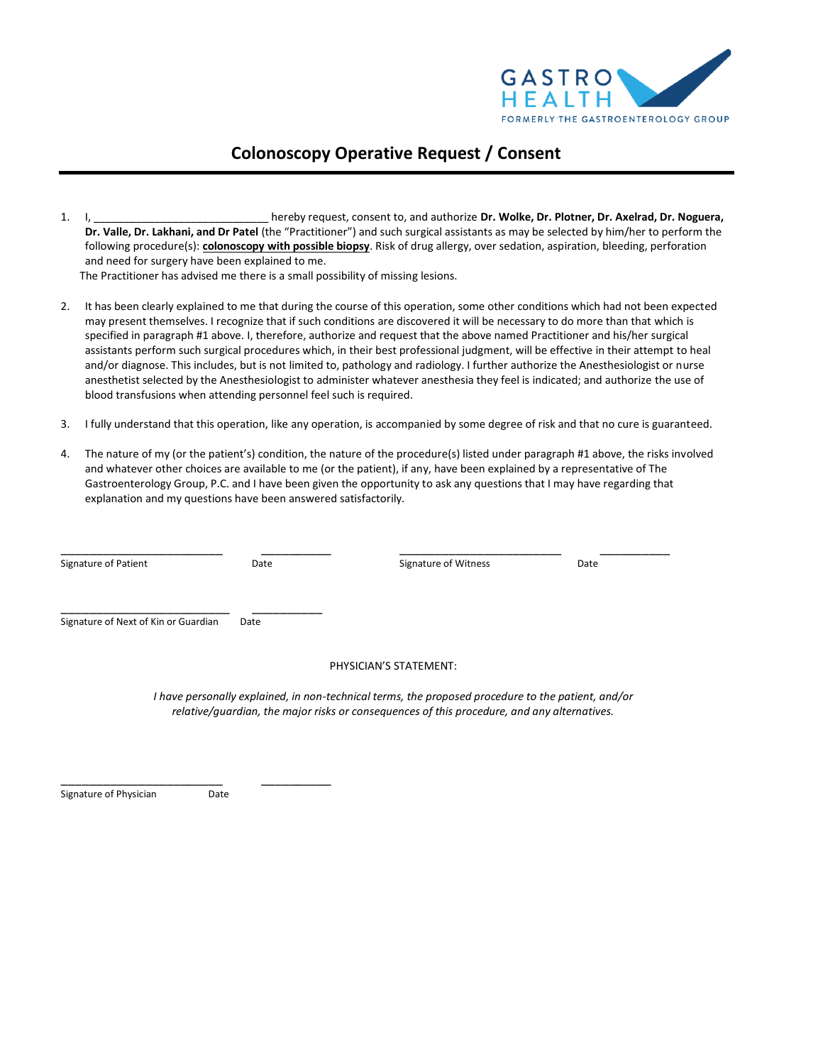GASTRO HEALTH
FORMERLY THE GASTROENTEROLOGY GROUP

# Colonoscopy Operative Request / Consent

1. I, _____________________________ hereby request, consent to, and authorize **Dr. Wolke, Dr. Plotner, Dr. Axelrad, Dr. Noguera, Dr. Valle, Dr. Lakhani, and Dr Patel** (the "Practitioner") and such surgical assistants as may be selected by him/her to perform the following procedure(s): **colonoscopy with possible biopsy**. Risk of drug allergy, over sedation, aspiration, bleeding, perforation and need for surgery have been explained to me.
   The Practitioner has advised me there is a small possibility of missing lesions.

2. It has been clearly explained to me that during the course of this operation, some other conditions which had not been expected may present themselves. I recognize that if such conditions are discovered it will be necessary to do more than that which is specified in paragraph #1 above. I, therefore, authorize and request that the above named Practitioner and his/her surgical assistants perform such surgical procedures which, in their best professional judgment, will be effective in their attempt to heal and/or diagnose. This includes, but is not limited to, pathology and radiology. I further authorize the Anesthesiologist or nurse anesthetist selected by the Anesthesiologist to administer whatever anesthesia they feel is indicated; and authorize the use of blood transfusions when attending personnel feel such is required.

3. I fully understand that this operation, like any operation, is accompanied by some degree of risk and that no cure is guaranteed.

4. The nature of my (or the patient's) condition, the nature of the procedure(s) listed under paragraph #1 above, the risks involved and whatever other choices are available to me (or the patient), if any, have been explained by a representative of The Gastroenterology Group, P.C. and I have been given the opportunity to ask any questions that I may have regarding that explanation and my questions have been answered satisfactorily.

___________________________ ____________ ___________________________ ____________
Signature of Patient Date Signature of Witness Date

_____________________________ ____________
Signature of Next of Kin or Guardian Date

PHYSICIAN'S STATEMENT:

*I have personally explained, in non-technical terms, the proposed procedure to the patient, and/or relative/guardian, the major risks or consequences of this procedure, and any alternatives.*

___________________________ ____________
Signature of Physician Date